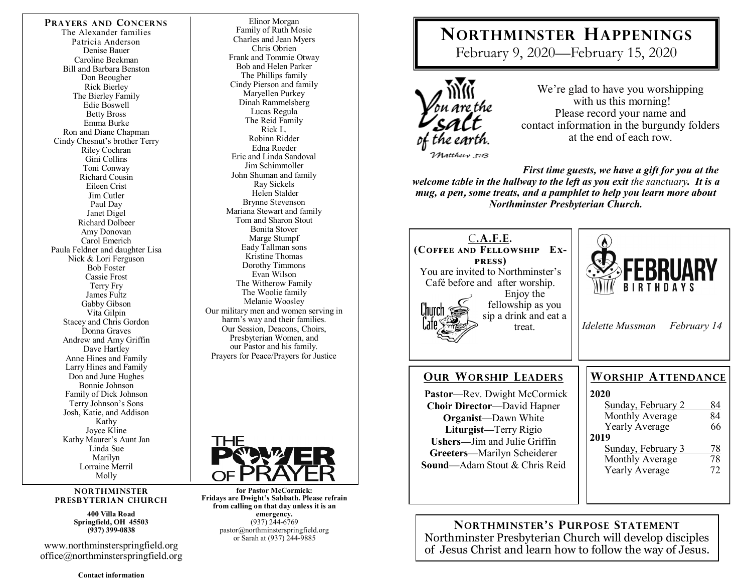# Northminster Happenings

February 9, 2020—February 15, 2020

We're glad to have you worshipping with us this morning! Please record your name and contact information in the burgundy folders at the end of each row.

*You are the salt of the earth. Matthew 5:13*

***First time guests, we have a gift for you at the welcome table in the hallway to the left as you exit*** *the sanctuary.* ***It is a mug, a pen, some treats, and a pamphlet to help you learn more about Northminster Presbyterian Church.***

## C.A.F.E. (Coffee and Fellowship Express)

You are invited to Northminster's Café before and after worship. Enjoy the fellowship as you sip a drink and eat a treat.

## February Birthdays

*Idelette Mussman February 14*

## Our Worship Leaders

**Pastor—**Rev. Dwight McCormick
**Choir Director—**David Hapner
**Organist—**Dawn White
**Liturgist—**Terry Rigio
**Ushers—**Jim and Julie Griffin
**Greeters**—Marilyn Scheiderer
**Sound—**Adam Stout & Chris Reid

## Worship Attendance

| | |
|---|---|
| **2020** | |
| Sunday, February 2 | 84 |
| Monthly Average | 84 |
| Yearly Average | 66 |
| **2019** | |
| Sunday, February 3 | 78 |
| Monthly Average | 78 |
| Yearly Average | 72 |

## Northminster's Purpose Statement

Northminster Presbyterian Church will develop disciples of Jesus Christ and learn how to follow the way of Jesus.

## Prayers and Concerns

The Alexander families
Patricia Anderson
Denise Bauer
Caroline Beekman
Bill and Barbara Benston
Don Beougher
Rick Bierley
The Bierley Family
Edie Boswell
Betty Bross
Emma Burke
Ron and Diane Chapman
Cindy Chesnut's brother Terry
Riley Cochran
Gini Collins
Toni Conway
Richard Cousin
Eileen Crist
Jim Cutler
Paul Day
Janet Digel
Richard Dolbeer
Amy Donovan
Carol Emerich
Paula Feldner and daughter Lisa
Nick & Lori Ferguson
Bob Foster
Cassie Frost
Terry Fry
James Fultz
Gabby Gibson
Vita Gilpin
Stacey and Chris Gordon
Donna Graves
Andrew and Amy Griffin
Dave Hartley
Anne Hines and Family
Larry Hines and Family
Don and June Hughes
Bonnie Johnson
Family of Dick Johnson
Terry Johnson's Sons
Josh, Katie, and Addison
Kathy
Joyce Kline
Kathy Maurer's Aunt Jan
Linda Sue
Marilyn
Lorraine Merril
Molly
Elinor Morgan
Family of Ruth Mosie
Charles and Jean Myers
Chris Obrien
Frank and Tommie Otway
Bob and Helen Parker
The Phillips family
Cindy Pierson and family
Maryellen Purkey
Dinah Rammelsberg
Lucas Regula
The Reid Family
Rick L.
Robinn Ridder
Edna Roeder
Eric and Linda Sandoval
Jim Schimmoller
John Shuman and family
Ray Sickels
Helen Stalder
Brynne Stevenson
Mariana Stewart and family
Tom and Sharon Stout
Bonita Stover
Marge Stumpf
Eady Tallman sons
Kristine Thomas
Dorothy Timmons
Evan Wilson
The Witherow Family
The Woolie family
Melanie Woosley
Our military men and women serving in harm's way and their families.
Our Session, Deacons, Choirs, Presbyterian Women, and our Pastor and his family.
Prayers for Peace/Prayers for Justice

THE POWER OF PRAYER

**Northminster Presbyterian Church**

**400 Villa Road**
**Springfield, OH 45503**
**(937) 399-0838**

www.northminsterspringfield.org
office@northminsterspringfield.org

**Contact information for Pastor McCormick: Fridays are Dwight's Sabbath. Please refrain from calling on that day unless it is an emergency.**
(937) 244-6769
pastor@northminsterspringfield.org
or Sarah at (937) 244-9885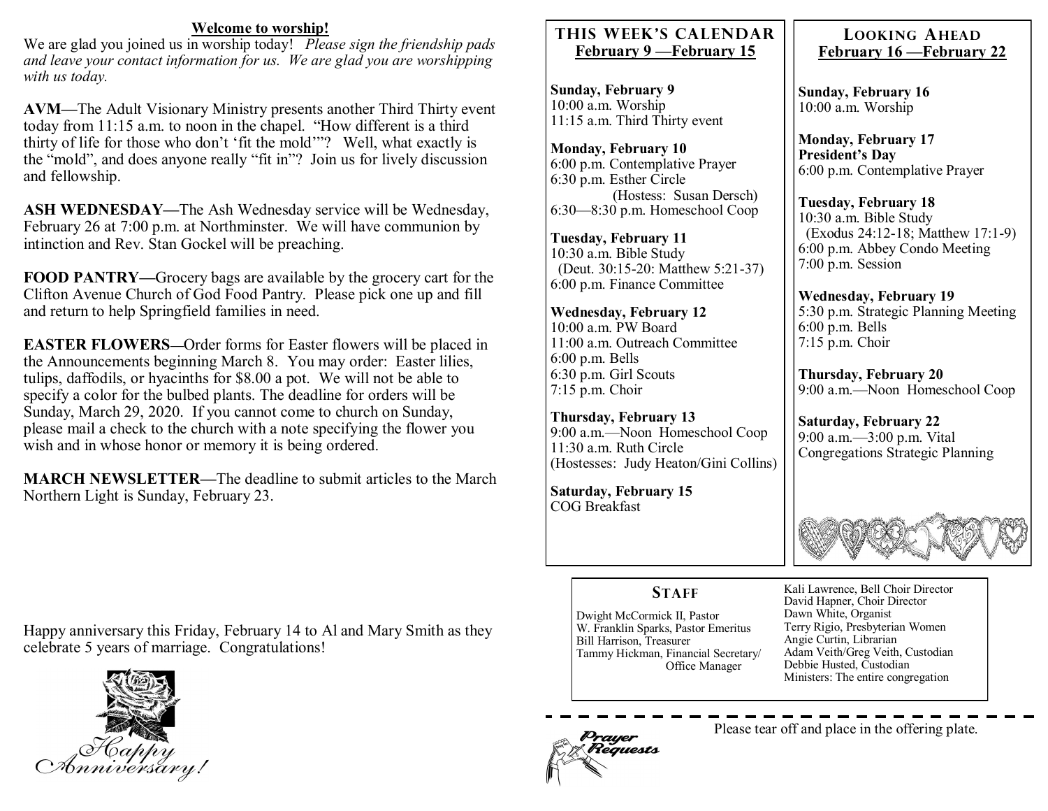**Welcome to worship!**

We are glad you joined us in worship today! *Please sign the friendship pads and leave your contact information for us. We are glad you are worshipping with us today.*

**AVM—**The Adult Visionary Ministry presents another Third Thirty event today from 11:15 a.m. to noon in the chapel. "How different is a third thirty of life for those who don't 'fit the mold'"? Well, what exactly is the "mold", and does anyone really "fit in"? Join us for lively discussion and fellowship.

**ASH WEDNESDAY—**The Ash Wednesday service will be Wednesday, February 26 at 7:00 p.m. at Northminster. We will have communion by intinction and Rev. Stan Gockel will be preaching.

**FOOD PANTRY—**Grocery bags are available by the grocery cart for the Clifton Avenue Church of God Food Pantry. Please pick one up and fill and return to help Springfield families in need.

**EASTER FLOWERS**—Order forms for Easter flowers will be placed in the Announcements beginning March 8. You may order: Easter lilies, tulips, daffodils, or hyacinths for $8.00 a pot. We will not be able to specify a color for the bulbed plants. The deadline for orders will be Sunday, March 29, 2020. If you cannot come to church on Sunday, please mail a check to the church with a note specifying the flower you wish and in whose honor or memory it is being ordered.

**MARCH NEWSLETTER—**The deadline to submit articles to the March Northern Light is Sunday, February 23.

Happy anniversary this Friday, February 14 to Al and Mary Smith as they celebrate 5 years of marriage. Congratulations!

Happy Anniversary!

## THIS WEEK'S CALENDAR
**February 9 —February 15**

**Sunday, February 9**
10:00 a.m. Worship
11:15 a.m. Third Thirty event

**Monday, February 10**
6:00 p.m. Contemplative Prayer
6:30 p.m. Esther Circle
(Hostess: Susan Dersch)
6:30—8:30 p.m. Homeschool Coop

**Tuesday, February 11**
10:30 a.m. Bible Study
(Deut. 30:15-20: Matthew 5:21-37)
6:00 p.m. Finance Committee

**Wednesday, February 12**
10:00 a.m. PW Board
11:00 a.m. Outreach Committee
6:00 p.m. Bells
6:30 p.m. Girl Scouts
7:15 p.m. Choir

**Thursday, February 13**
9:00 a.m.—Noon Homeschool Coop
11:30 a.m. Ruth Circle
(Hostesses: Judy Heaton/Gini Collins)

**Saturday, February 15**
COG Breakfast

## LOOKING AHEAD
**February 16 —February 22**

**Sunday, February 16**
10:00 a.m. Worship

**Monday, February 17**
**President's Day**
6:00 p.m. Contemplative Prayer

**Tuesday, February 18**
10:30 a.m. Bible Study
(Exodus 24:12-18; Matthew 17:1-9)
6:00 p.m. Abbey Condo Meeting
7:00 p.m. Session

**Wednesday, February 19**
5:30 p.m. Strategic Planning Meeting
6:00 p.m. Bells
7:15 p.m. Choir

**Thursday, February 20**
9:00 a.m.—Noon Homeschool Coop

**Saturday, February 22**
9:00 a.m.—3:00 p.m. Vital Congregations Strategic Planning

## STAFF

Dwight McCormick II, Pastor
W. Franklin Sparks, Pastor Emeritus
Bill Harrison, Treasurer
Tammy Hickman, Financial Secretary/ Office Manager
Kali Lawrence, Bell Choir Director
David Hapner, Choir Director
Dawn White, Organist
Terry Rigio, Presbyterian Women
Angie Curtin, Librarian
Adam Veith/Greg Veith, Custodian
Debbie Husted, Custodian
Ministers: The entire congregation

Prayer Requests

Please tear off and place in the offering plate.